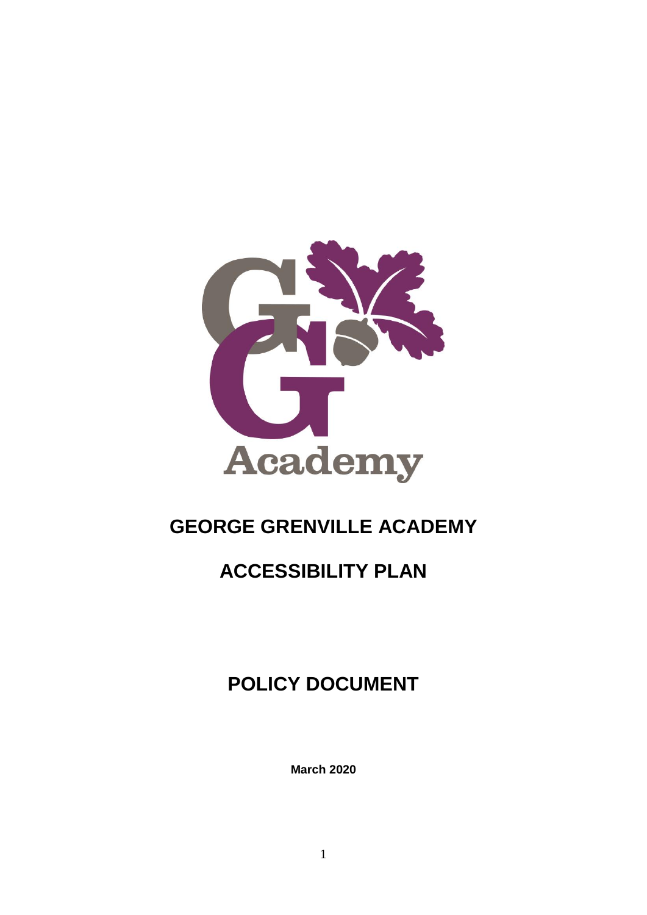# GEORGE GRENVILLE ACADEMY

# ACCESSIBILITY PLAN

# POLICY DOCUMENT

**March 2020**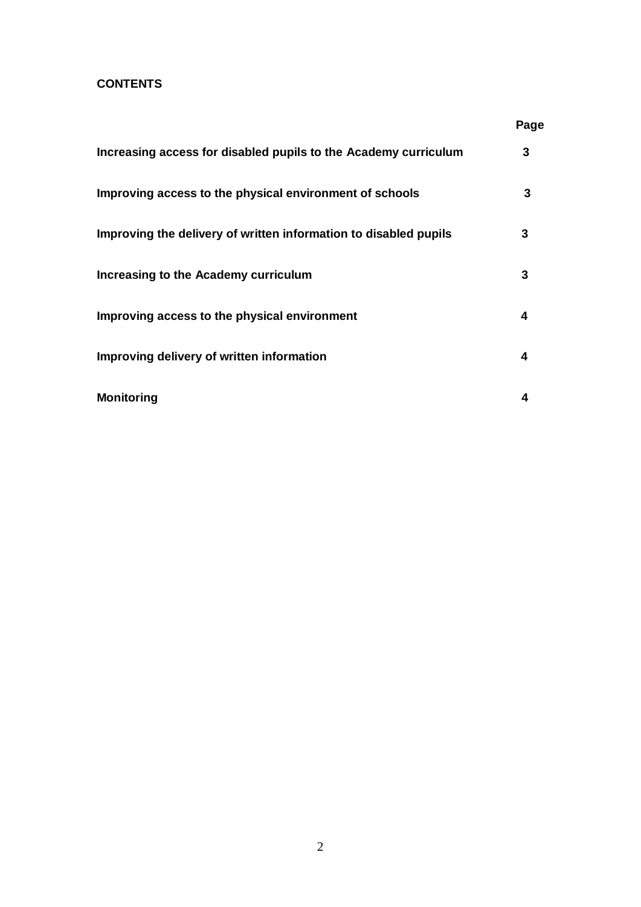**CONTENTS**

| | **Page** |
|---|---|
| **Increasing access for disabled pupils to the Academy curriculum** | **3** |
| **Improving access to the physical environment of schools** | **3** |
| **Improving the delivery of written information to disabled pupils** | **3** |
| **Increasing to the Academy curriculum** | **3** |
| **Improving access to the physical environment** | **4** |
| **Improving delivery of written information** | **4** |
| **Monitoring** | **4** |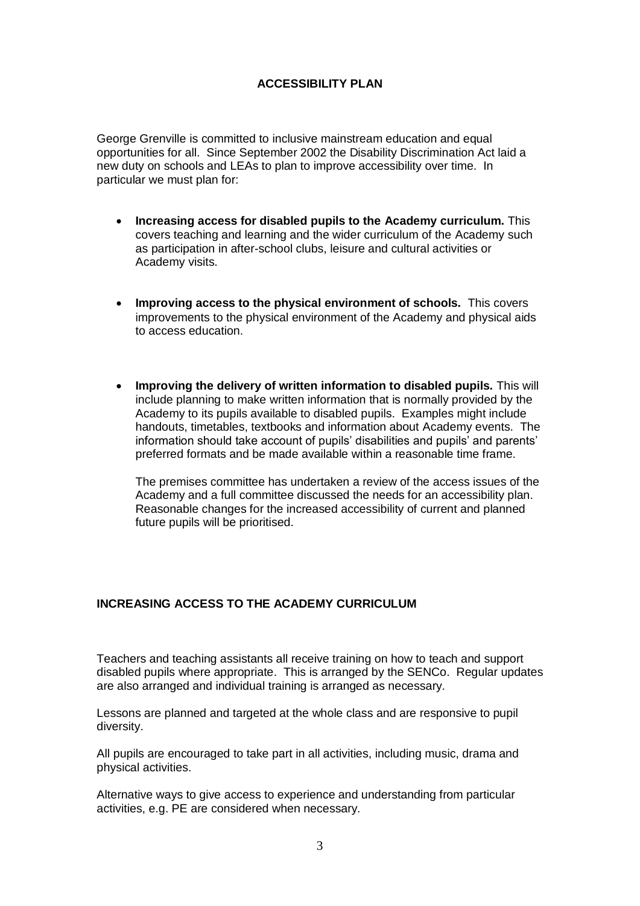# ACCESSIBILITY PLAN

George Grenville is committed to inclusive mainstream education and equal opportunities for all. Since September 2002 the Disability Discrimination Act laid a new duty on schools and LEAs to plan to improve accessibility over time. In particular we must plan for:

- **Increasing access for disabled pupils to the Academy curriculum.** This covers teaching and learning and the wider curriculum of the Academy such as participation in after-school clubs, leisure and cultural activities or Academy visits.

- **Improving access to the physical environment of schools.** This covers improvements to the physical environment of the Academy and physical aids to access education.

- **Improving the delivery of written information to disabled pupils.** This will include planning to make written information that is normally provided by the Academy to its pupils available to disabled pupils. Examples might include handouts, timetables, textbooks and information about Academy events. The information should take account of pupils' disabilities and pupils' and parents' preferred formats and be made available within a reasonable time frame.

  The premises committee has undertaken a review of the access issues of the Academy and a full committee discussed the needs for an accessibility plan. Reasonable changes for the increased accessibility of current and planned future pupils will be prioritised.

## INCREASING ACCESS TO THE ACADEMY CURRICULUM

Teachers and teaching assistants all receive training on how to teach and support disabled pupils where appropriate. This is arranged by the SENCo. Regular updates are also arranged and individual training is arranged as necessary.

Lessons are planned and targeted at the whole class and are responsive to pupil diversity.

All pupils are encouraged to take part in all activities, including music, drama and physical activities.

Alternative ways to give access to experience and understanding from particular activities, e.g. PE are considered when necessary.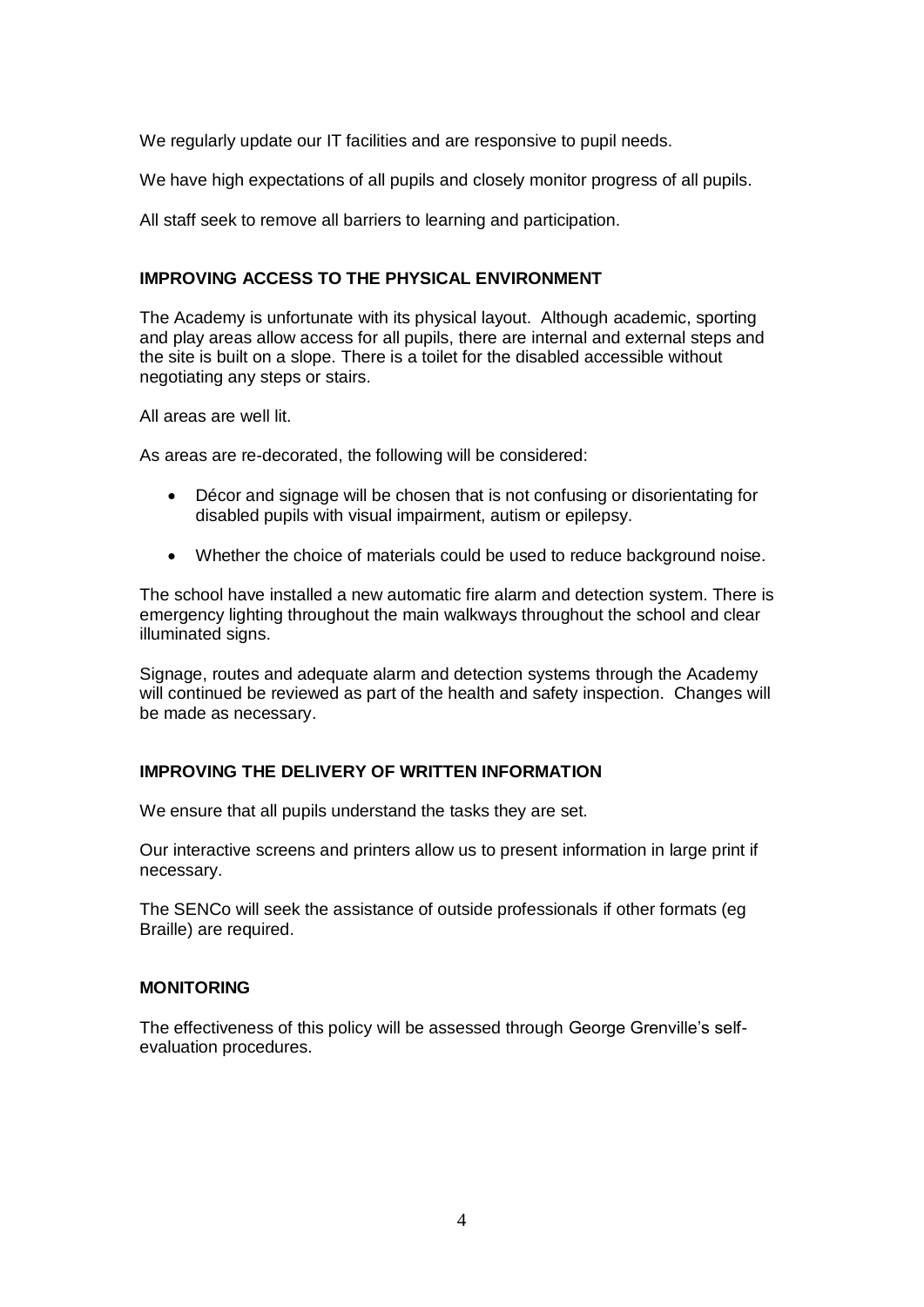We regularly update our IT facilities and are responsive to pupil needs.

We have high expectations of all pupils and closely monitor progress of all pupils.

All staff seek to remove all barriers to learning and participation.

## IMPROVING ACCESS TO THE PHYSICAL ENVIRONMENT

The Academy is unfortunate with its physical layout. Although academic, sporting and play areas allow access for all pupils, there are internal and external steps and the site is built on a slope. There is a toilet for the disabled accessible without negotiating any steps or stairs.

All areas are well lit.

As areas are re-decorated, the following will be considered:

- Décor and signage will be chosen that is not confusing or disorientating for disabled pupils with visual impairment, autism or epilepsy.
- Whether the choice of materials could be used to reduce background noise.

The school have installed a new automatic fire alarm and detection system. There is emergency lighting throughout the main walkways throughout the school and clear illuminated signs.

Signage, routes and adequate alarm and detection systems through the Academy will continued be reviewed as part of the health and safety inspection. Changes will be made as necessary.

## IMPROVING THE DELIVERY OF WRITTEN INFORMATION

We ensure that all pupils understand the tasks they are set.

Our interactive screens and printers allow us to present information in large print if necessary.

The SENCo will seek the assistance of outside professionals if other formats (eg Braille) are required.

## MONITORING

The effectiveness of this policy will be assessed through George Grenville's self-evaluation procedures.